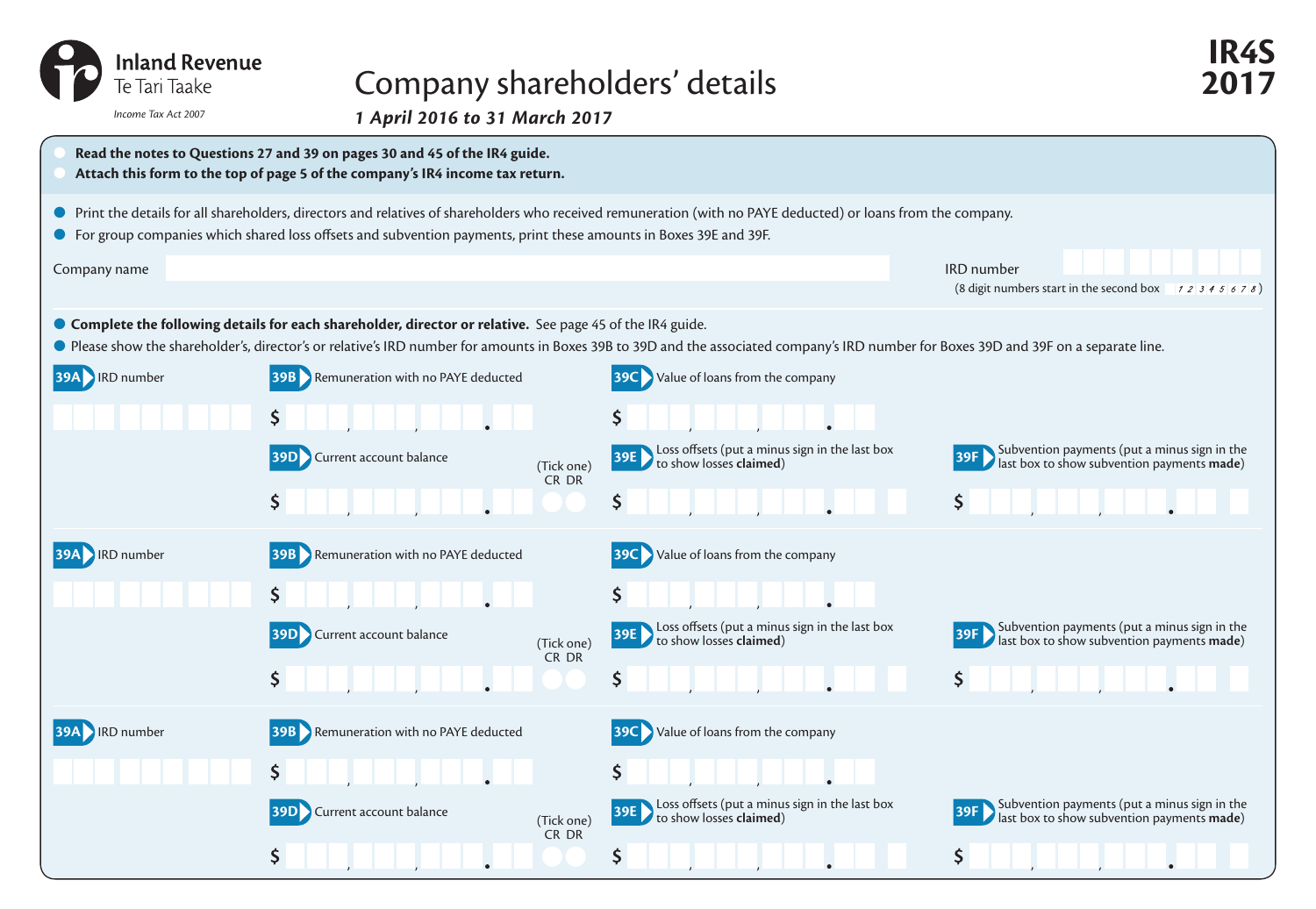Inland Revenue
Te Tari Taake

*Income Tax Act 2007*

# Company shareholders' details

***1 April 2016 to 31 March 2017***

**IR4S 2017**

- **Read the notes to Questions 27 and 39 on pages 30 and 45 of the IR4 guide.**
- **Attach this form to the top of page 5 of the company's IR4 income tax return.**

- Print the details for all shareholders, directors and relatives of shareholders who received remuneration (with no PAYE deducted) or loans from the company.
- For group companies which shared loss offsets and subvention payments, print these amounts in Boxes 39E and 39F.

Company name

IRD number
(8 digit numbers start in the second box 12345678)

- **Complete the following details for each shareholder, director or relative.** See page 45 of the IR4 guide.
- Please show the shareholder's, director's or relative's IRD number for amounts in Boxes 39B to 39D and the associated company's IRD number for Boxes 39D and 39F on a separate line.

**39A** IRD number

**39B** Remuneration with no PAYE deducted $

**39C** Value of loans from the company $

**39D** Current account balance $ (Tick one) CR DR

**39E** Loss offsets (put a minus sign in the last box to show losses **claimed**) $

**39F** Subvention payments (put a minus sign in the last box to show subvention payments **made**) $

**39A** IRD number

**39B** Remuneration with no PAYE deducted $

**39C** Value of loans from the company $

**39D** Current account balance $ (Tick one) CR DR

**39E** Loss offsets (put a minus sign in the last box to show losses **claimed**) $

**39F** Subvention payments (put a minus sign in the last box to show subvention payments **made**) $

**39A** IRD number

**39B** Remuneration with no PAYE deducted $

**39C** Value of loans from the company $

**39D** Current account balance $ (Tick one) CR DR

**39E** Loss offsets (put a minus sign in the last box to show losses **claimed**) $

**39F** Subvention payments (put a minus sign in the last box to show subvention payments **made**) $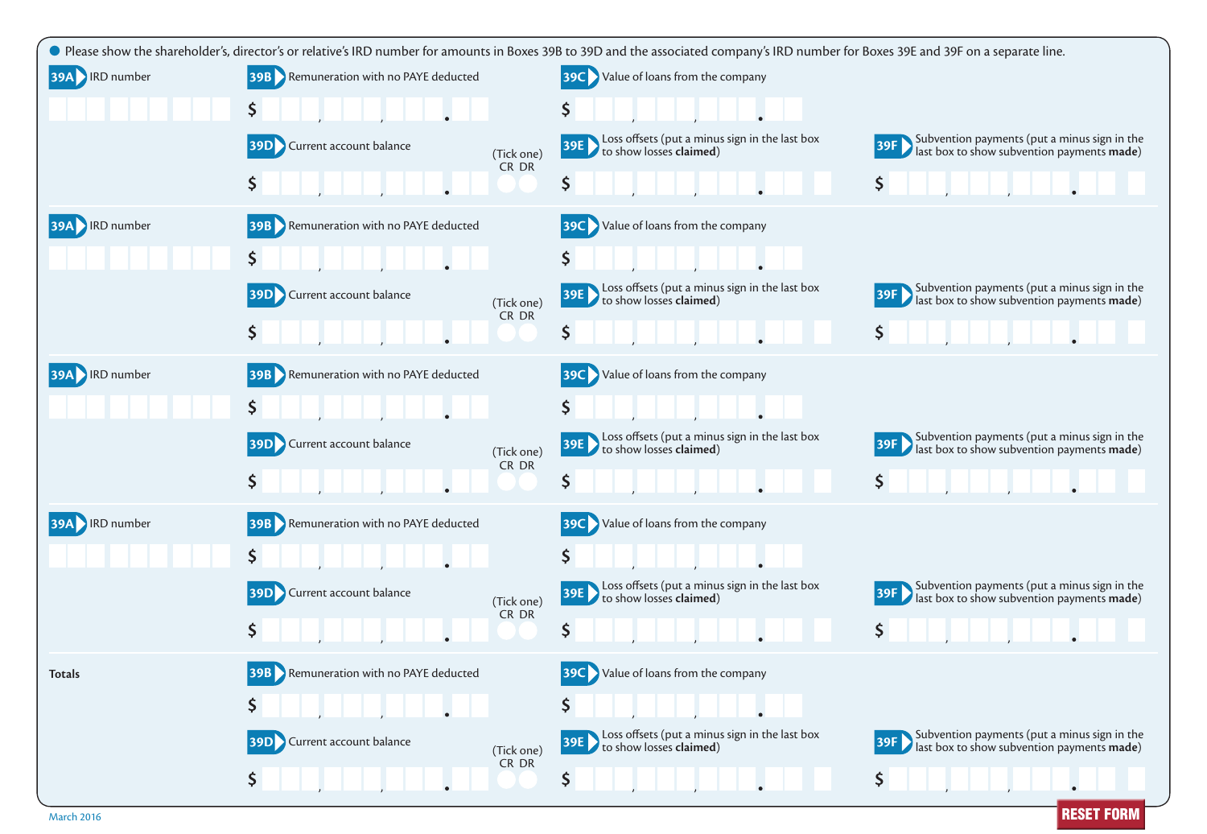- Please show the shareholder's, director's or relative's IRD number for amounts in Boxes 39B to 39D and the associated company's IRD number for Boxes 39E and 39F on a separate line.

**39A** IRD number

**39B** Remuneration with no PAYE deducted $ , , .

**39C** Value of loans from the company $ , , .

**39D** Current account balance $ , , . (Tick one) CR DR

**39E** Loss offsets (put a minus sign in the last box to show losses **claimed**) $ , , .

**39F** Subvention payments (put a minus sign in the last box to show subvention payments **made**) $ , , .

**39A** IRD number

**39B** Remuneration with no PAYE deducted $ , , .

**39C** Value of loans from the company $ , , .

**39D** Current account balance $ , , . (Tick one) CR DR

**39E** Loss offsets (put a minus sign in the last box to show losses **claimed**) $ , , .

**39F** Subvention payments (put a minus sign in the last box to show subvention payments **made**) $ , , .

**39A** IRD number

**39B** Remuneration with no PAYE deducted $ , , .

**39C** Value of loans from the company $ , , .

**39D** Current account balance $ , , . (Tick one) CR DR

**39E** Loss offsets (put a minus sign in the last box to show losses **claimed**) $ , , .

**39F** Subvention payments (put a minus sign in the last box to show subvention payments **made**) $ , , .

**39A** IRD number

**39B** Remuneration with no PAYE deducted $ , , .

**39C** Value of loans from the company $ , , .

**39D** Current account balance $ , , . (Tick one) CR DR

**39E** Loss offsets (put a minus sign in the last box to show losses **claimed**) $ , , .

**39F** Subvention payments (put a minus sign in the last box to show subvention payments **made**) $ , , .

**Totals**

**39B** Remuneration with no PAYE deducted $ , , .

**39C** Value of loans from the company $ , , .

**39D** Current account balance $ , , . (Tick one) CR DR

**39E** Loss offsets (put a minus sign in the last box to show losses **claimed**) $ , , .

**39F** Subvention payments (put a minus sign in the last box to show subvention payments **made**) $ , , .

March 2016

RESET FORM